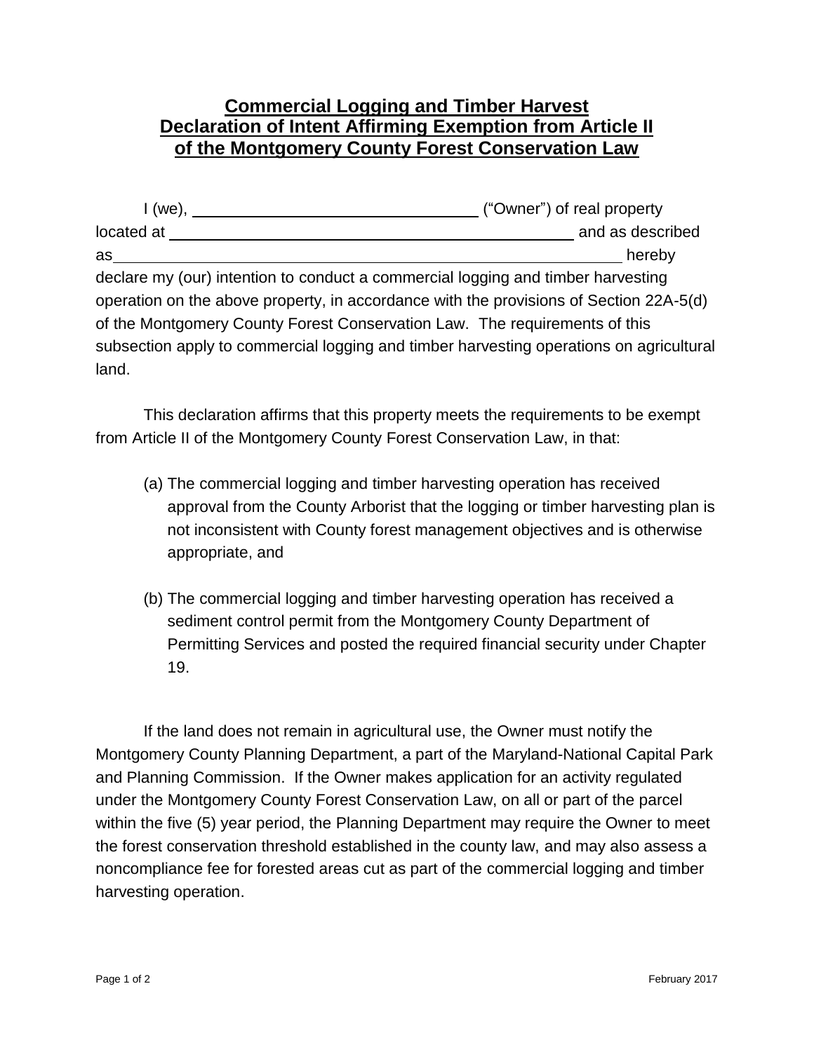# Commercial Logging and Timber Harvest
# Declaration of Intent Affirming Exemption from Article II
# of the Montgomery County Forest Conservation Law

I (we), ________________________________ ("Owner") of real property located at ______________________________________________ and as described as ________________________________________________________ hereby declare my (our) intention to conduct a commercial logging and timber harvesting operation on the above property, in accordance with the provisions of Section 22A-5(d) of the Montgomery County Forest Conservation Law. The requirements of this subsection apply to commercial logging and timber harvesting operations on agricultural land.

This declaration affirms that this property meets the requirements to be exempt from Article II of the Montgomery County Forest Conservation Law, in that:

(a) The commercial logging and timber harvesting operation has received approval from the County Arborist that the logging or timber harvesting plan is not inconsistent with County forest management objectives and is otherwise appropriate, and

(b) The commercial logging and timber harvesting operation has received a sediment control permit from the Montgomery County Department of Permitting Services and posted the required financial security under Chapter 19.

If the land does not remain in agricultural use, the Owner must notify the Montgomery County Planning Department, a part of the Maryland-National Capital Park and Planning Commission. If the Owner makes application for an activity regulated under the Montgomery County Forest Conservation Law, on all or part of the parcel within the five (5) year period, the Planning Department may require the Owner to meet the forest conservation threshold established in the county law, and may also assess a noncompliance fee for forested areas cut as part of the commercial logging and timber harvesting operation.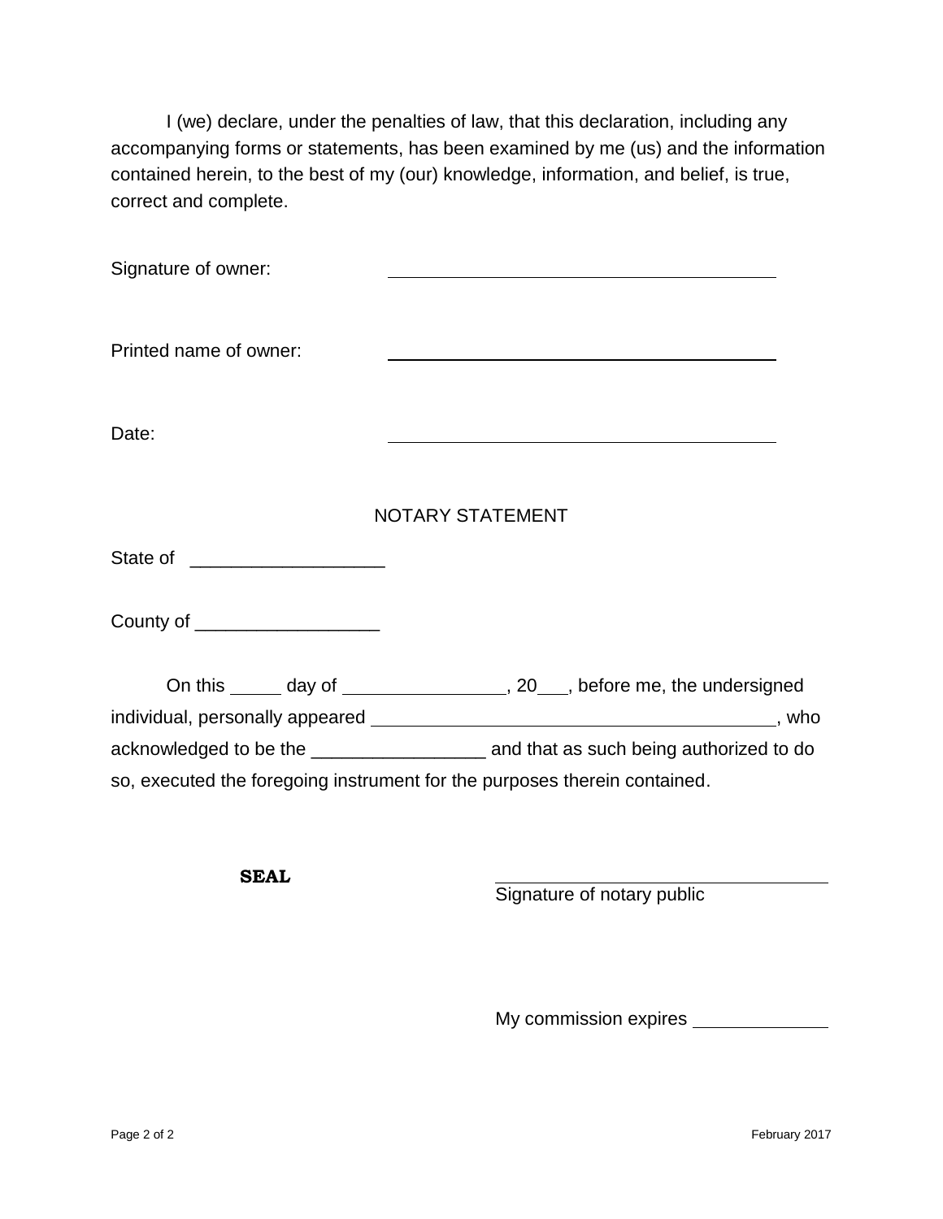I (we) declare, under the penalties of law, that this declaration, including any accompanying forms or statements, has been examined by me (us) and the information contained herein, to the best of my (our) knowledge, information, and belief, is true, correct and complete.

Signature of owner: ______________________________________

Printed name of owner: ______________________________________

Date: ______________________________________

NOTARY STATEMENT

State of ___________________

County of _________________

On this _____ day of ________________, 20___, before me, the undersigned individual, personally appeared ________________________________________, who acknowledged to be the _________________ and that as such being authorized to do so, executed the foregoing instrument for the purposes therein contained.

**SEAL**

______________________________________
Signature of notary public

My commission expires ______________

February 2017